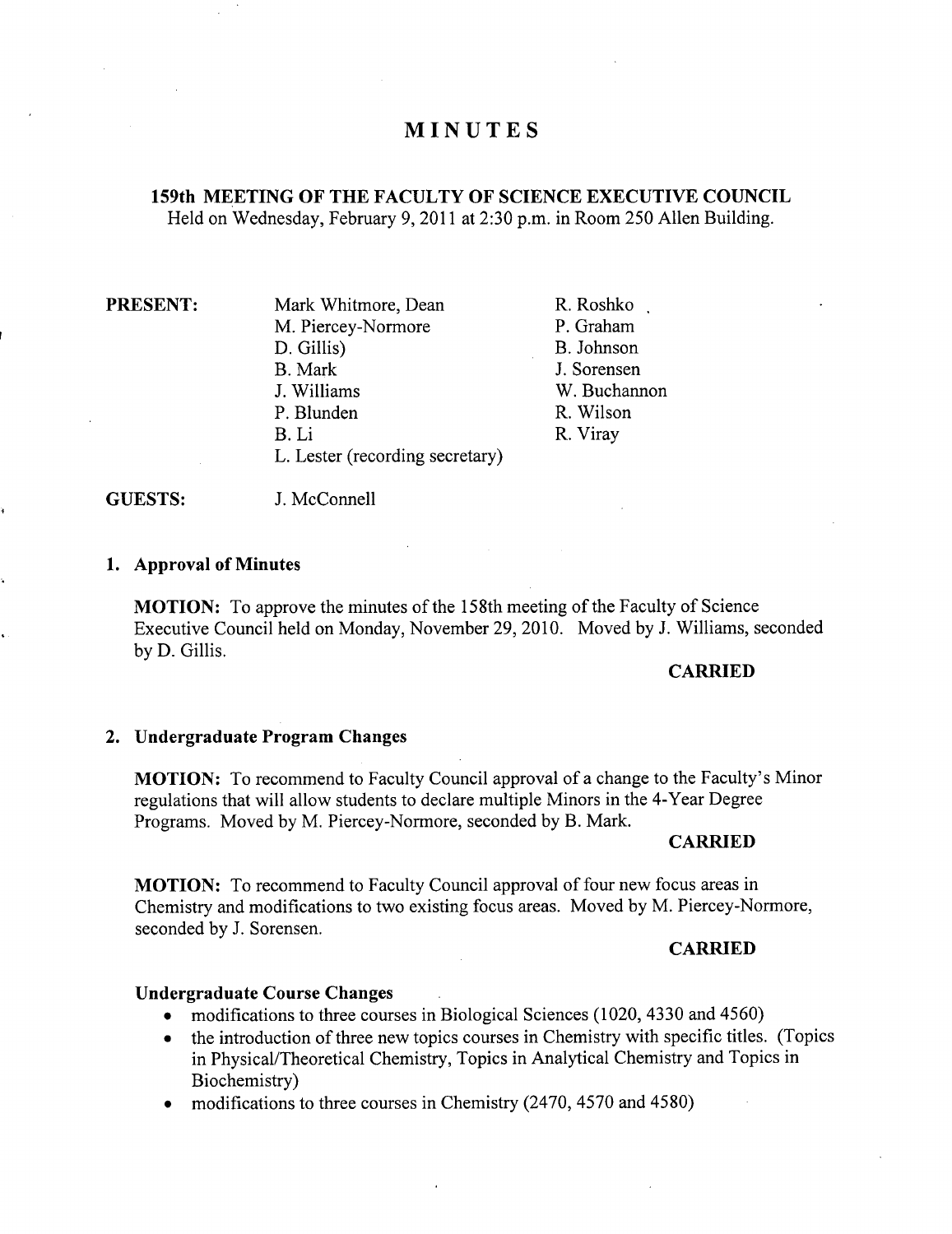# MINUTES

## 159th MEETING OF THE FACULTY OF SCIENCE EXECUTIVE COUNCIL

Held on Wednesday, February 9, 2011 at 2:30 p.m. in Room 250 Allen Building.

**PRESENT:**

Mark Whitmore, Dean
M. Piercey-Normore
D. Gillis)
B. Mark
J. Williams
P. Blunden
B. Li
L. Lester (recording secretary)
R. Roshko
P. Graham
B. Johnson
J. Sorensen
W. Buchannon
R. Wilson
R. Viray

**GUESTS:** J. McConnell

### 1. Approval of Minutes

**MOTION:** To approve the minutes of the 158th meeting of the Faculty of Science Executive Council held on Monday, November 29, 2010. Moved by J. Williams, seconded by D. Gillis.

**CARRIED**

### 2. Undergraduate Program Changes

**MOTION:** To recommend to Faculty Council approval of a change to the Faculty's Minor regulations that will allow students to declare multiple Minors in the 4-Year Degree Programs. Moved by M. Piercey-Normore, seconded by B. Mark.

**CARRIED**

**MOTION:** To recommend to Faculty Council approval of four new focus areas in Chemistry and modifications to two existing focus areas. Moved by M. Piercey-Normore, seconded by J. Sorensen.

**CARRIED**

#### Undergraduate Course Changes

- modifications to three courses in Biological Sciences (1020, 4330 and 4560)
- the introduction of three new topics courses in Chemistry with specific titles. (Topics in Physical/Theoretical Chemistry, Topics in Analytical Chemistry and Topics in Biochemistry)
- modifications to three courses in Chemistry (2470, 4570 and 4580)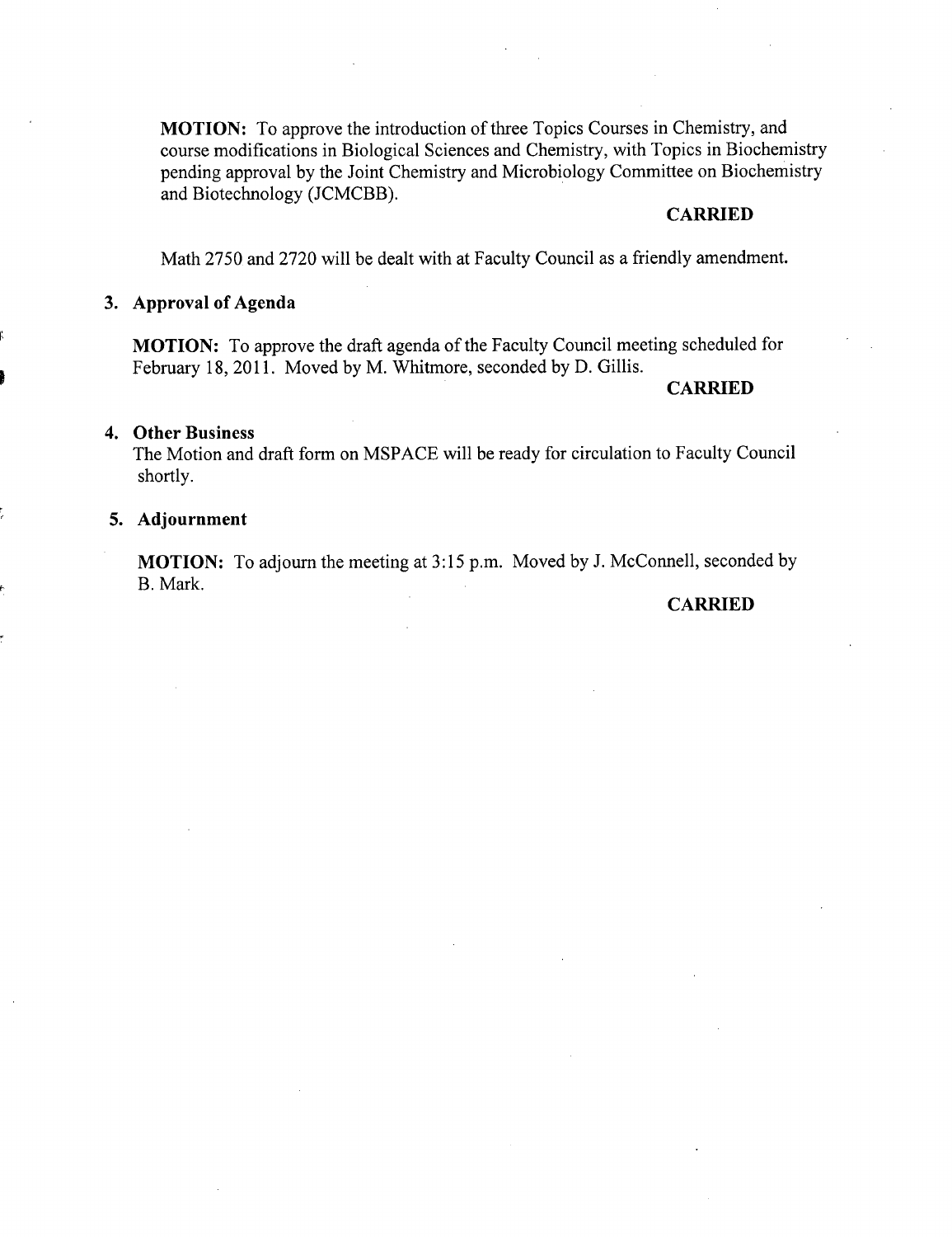**MOTION:** To approve the introduction of three Topics Courses in Chemistry, and course modifications in Biological Sciences and Chemistry, with Topics in Biochemistry pending approval by the Joint Chemistry and Microbiology Committee on Biochemistry and Biotechnology (JCMCBB).

**CARRIED**

Math 2750 and 2720 will be dealt with at Faculty Council as a friendly amendment.

**3. Approval of Agenda**

**MOTION:** To approve the draft agenda of the Faculty Council meeting scheduled for February 18, 2011. Moved by M. Whitmore, seconded by D. Gillis.

**CARRIED**

**4. Other Business**

The Motion and draft form on MSPACE will be ready for circulation to Faculty Council shortly.

**5. Adjournment**

**MOTION:** To adjourn the meeting at 3:15 p.m. Moved by J. McConnell, seconded by B. Mark.

**CARRIED**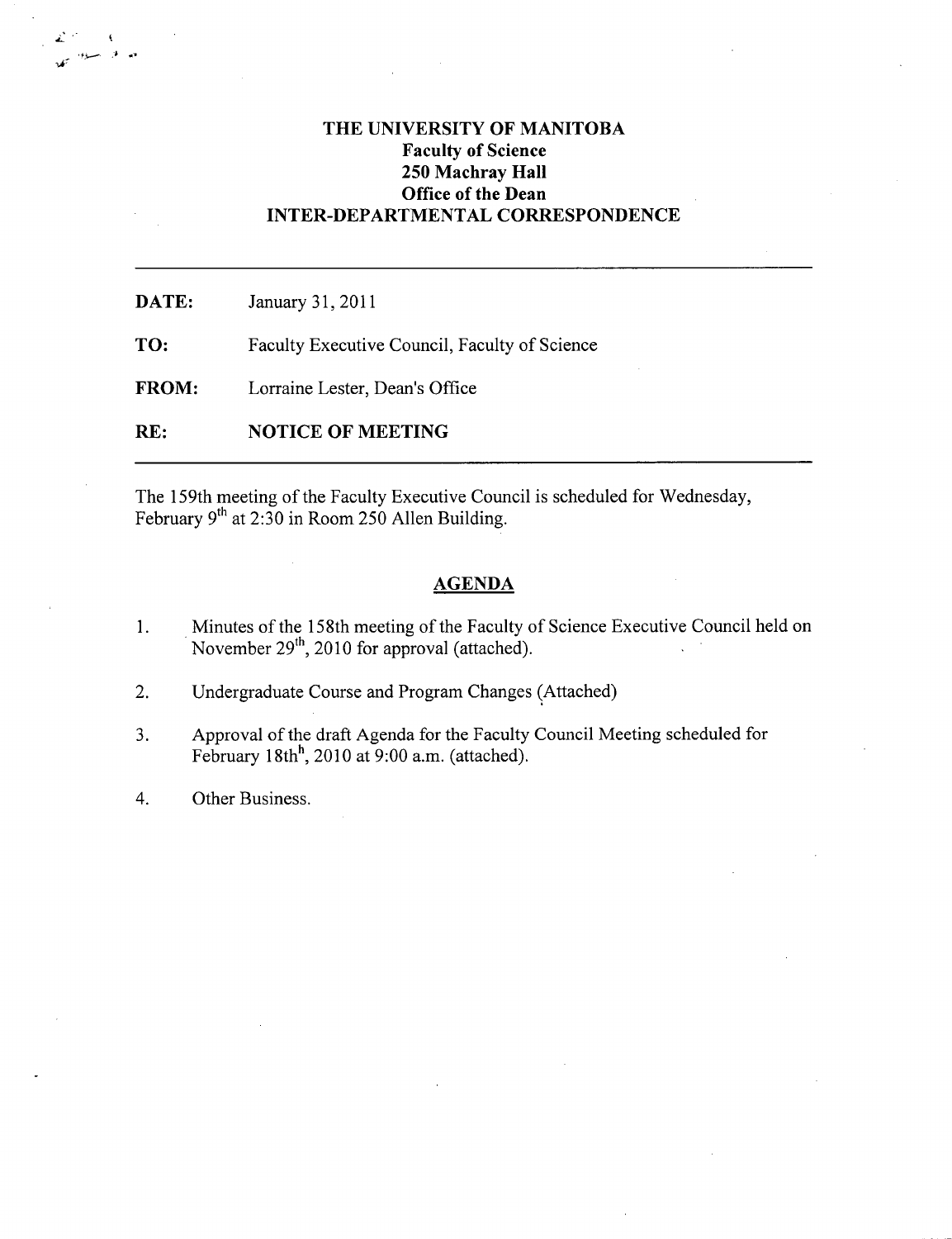**THE UNIVERSITY OF MANITOBA**
**Faculty of Science**
**250 Machray Hall**
**Office of the Dean**
**INTER-DEPARTMENTAL CORRESPONDENCE**

---

**DATE:** January 31, 2011

**TO:** Faculty Executive Council, Faculty of Science

**FROM:** Lorraine Lester, Dean's Office

**RE:** **NOTICE OF MEETING**

---

The 159th meeting of the Faculty Executive Council is scheduled for Wednesday, February 9th at 2:30 in Room 250 Allen Building.

## AGENDA

1. Minutes of the 158th meeting of the Faculty of Science Executive Council held on November 29th, 2010 for approval (attached).

2. Undergraduate Course and Program Changes (Attached)

3. Approval of the draft Agenda for the Faculty Council Meeting scheduled for February 18thh, 2010 at 9:00 a.m. (attached).

4. Other Business.